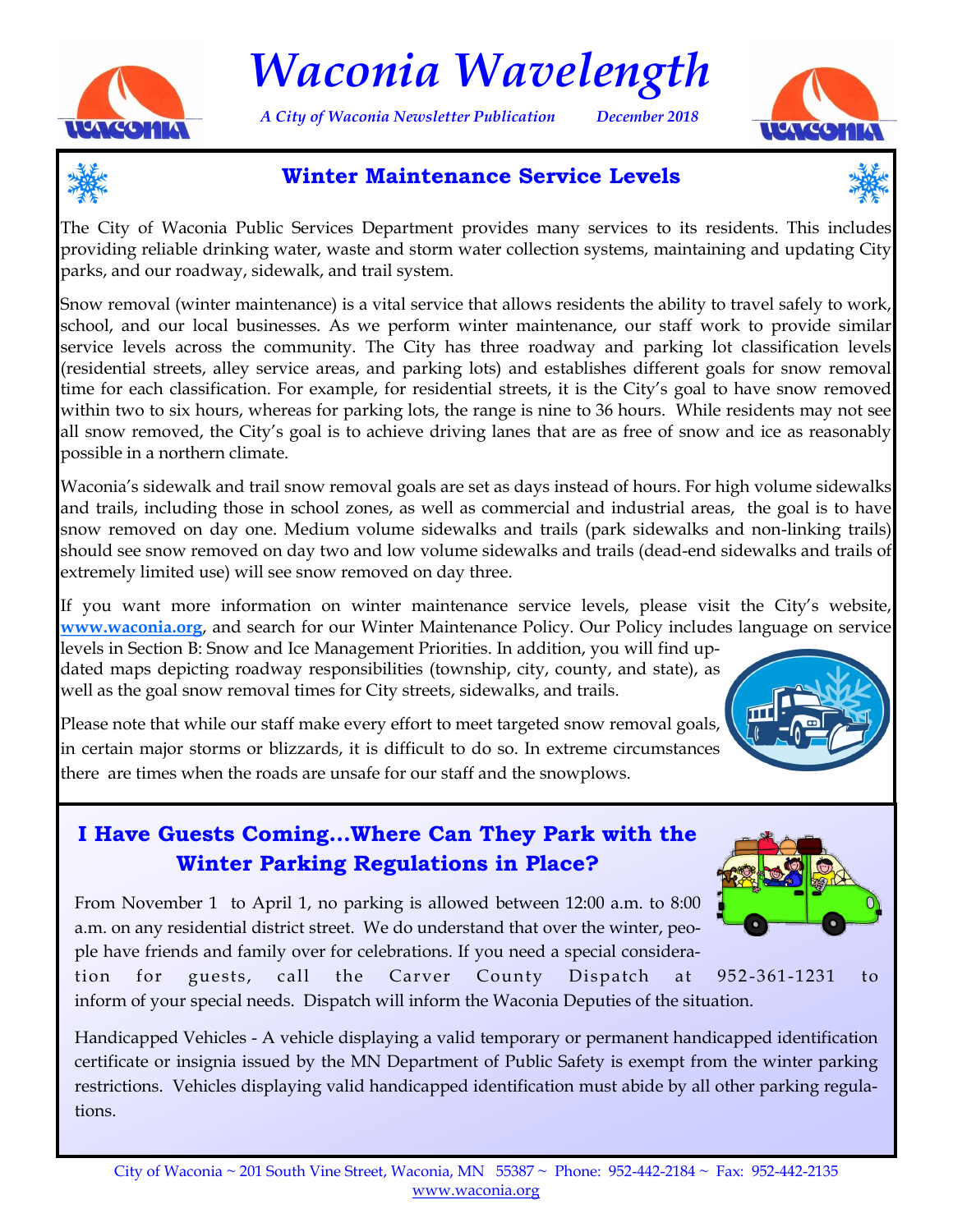# Waconia Wavelength

*A City of Waconia Newsletter Publication* *December 2018*

## Winter Maintenance Service Levels

The City of Waconia Public Services Department provides many services to its residents. This includes providing reliable drinking water, waste and storm water collection systems, maintaining and updating City parks, and our roadway, sidewalk, and trail system.

Snow removal (winter maintenance) is a vital service that allows residents the ability to travel safely to work, school, and our local businesses. As we perform winter maintenance, our staff work to provide similar service levels across the community. The City has three roadway and parking lot classification levels (residential streets, alley service areas, and parking lots) and establishes different goals for snow removal time for each classification. For example, for residential streets, it is the City's goal to have snow removed within two to six hours, whereas for parking lots, the range is nine to 36 hours. While residents may not see all snow removed, the City's goal is to achieve driving lanes that are as free of snow and ice as reasonably possible in a northern climate.

Waconia's sidewalk and trail snow removal goals are set as days instead of hours. For high volume sidewalks and trails, including those in school zones, as well as commercial and industrial areas, the goal is to have snow removed on day one. Medium volume sidewalks and trails (park sidewalks and non-linking trails) should see snow removed on day two and low volume sidewalks and trails (dead-end sidewalks and trails of extremely limited use) will see snow removed on day three.

If you want more information on winter maintenance service levels, please visit the City's website, **www.waconia.org**, and search for our Winter Maintenance Policy. Our Policy includes language on service levels in Section B: Snow and Ice Management Priorities. In addition, you will find updated maps depicting roadway responsibilities (township, city, county, and state), as well as the goal snow removal times for City streets, sidewalks, and trails.

Please note that while our staff make every effort to meet targeted snow removal goals, in certain major storms or blizzards, it is difficult to do so. In extreme circumstances there are times when the roads are unsafe for our staff and the snowplows.

## I Have Guests Coming…Where Can They Park with the Winter Parking Regulations in Place?

From November 1 to April 1, no parking is allowed between 12:00 a.m. to 8:00 a.m. on any residential district street. We do understand that over the winter, people have friends and family over for celebrations. If you need a special consideration for guests, call the Carver County Dispatch at 952-361-1231 to inform of your special needs. Dispatch will inform the Waconia Deputies of the situation.

Handicapped Vehicles - A vehicle displaying a valid temporary or permanent handicapped identification certificate or insignia issued by the MN Department of Public Safety is exempt from the winter parking restrictions. Vehicles displaying valid handicapped identification must abide by all other parking regulations.

City of Waconia ~ 201 South Vine Street, Waconia, MN 55387 ~ Phone: 952-442-2184 ~ Fax: 952-442-2135
www.waconia.org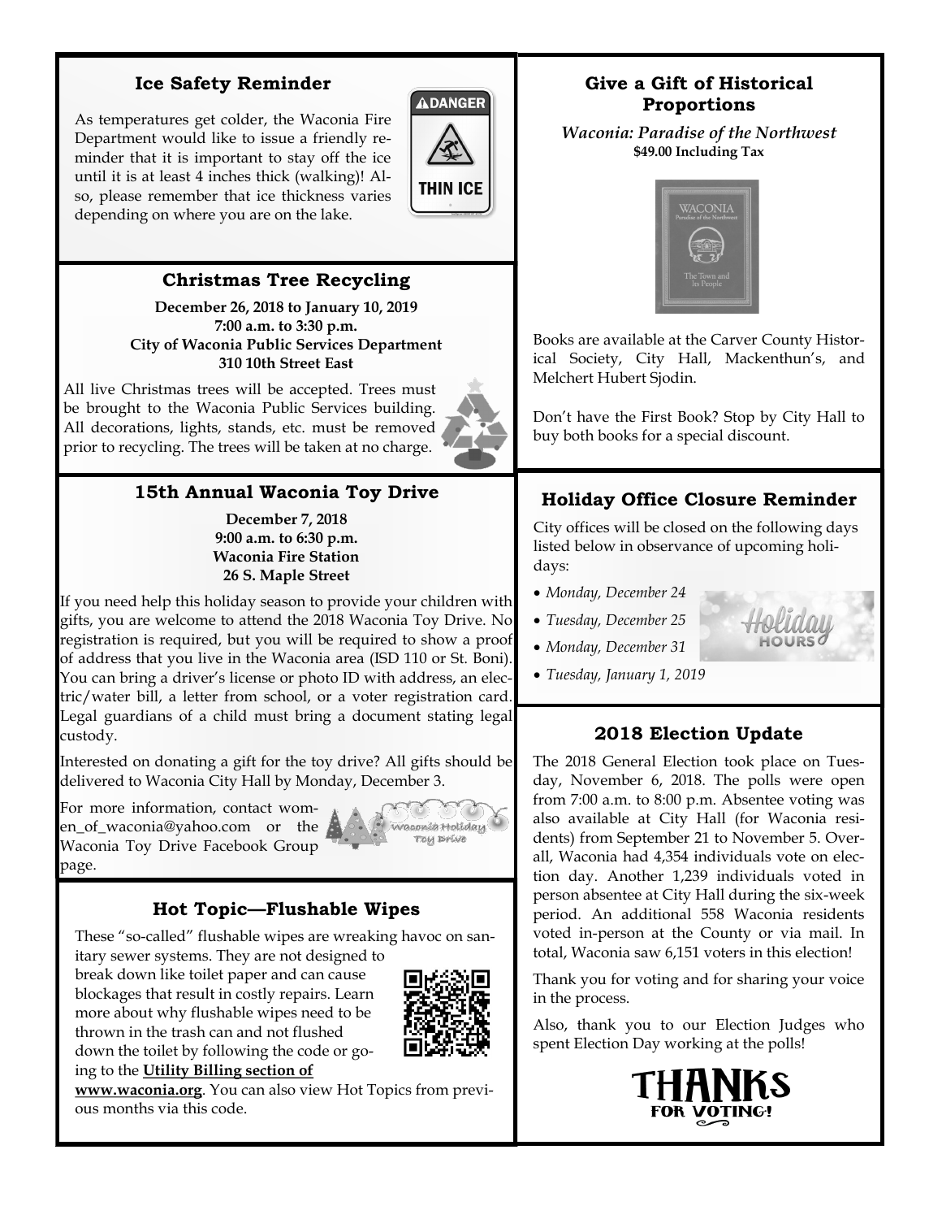## Ice Safety Reminder

As temperatures get colder, the Waconia Fire Department would like to issue a friendly reminder that it is important to stay off the ice until it is at least 4 inches thick (walking)! Also, please remember that ice thickness varies depending on where you are on the lake.

## Christmas Tree Recycling

**December 26, 2018 to January 10, 2019**
**7:00 a.m. to 3:30 p.m.**
**City of Waconia Public Services Department**
**310 10th Street East**

All live Christmas trees will be accepted. Trees must be brought to the Waconia Public Services building. All decorations, lights, stands, etc. must be removed prior to recycling. The trees will be taken at no charge.

## 15th Annual Waconia Toy Drive

**December 7, 2018**
**9:00 a.m. to 6:30 p.m.**
**Waconia Fire Station**
**26 S. Maple Street**

If you need help this holiday season to provide your children with gifts, you are welcome to attend the 2018 Waconia Toy Drive. No registration is required, but you will be required to show a proof of address that you live in the Waconia area (ISD 110 or St. Boni). You can bring a driver's license or photo ID with address, an electric/water bill, a letter from school, or a voter registration card. Legal guardians of a child must bring a document stating legal custody.

Interested on donating a gift for the toy drive? All gifts should be delivered to Waconia City Hall by Monday, December 3.

For more information, contact women_of_waconia@yahoo.com or the Waconia Toy Drive Facebook Group page.

## Hot Topic—Flushable Wipes

These "so-called" flushable wipes are wreaking havoc on sanitary sewer systems. They are not designed to break down like toilet paper and can cause blockages that result in costly repairs. Learn more about why flushable wipes need to be thrown in the trash can and not flushed down the toilet by following the code or going to the **Utility Billing section of www.waconia.org**. You can also view Hot Topics from previous months via this code.

## Give a Gift of Historical Proportions

*Waconia: Paradise of the Northwest*
**$49.00 Including Tax**

Books are available at the Carver County Historical Society, City Hall, Mackenthun's, and Melchert Hubert Sjodin.

Don't have the First Book? Stop by City Hall to buy both books for a special discount.

## Holiday Office Closure Reminder

City offices will be closed on the following days listed below in observance of upcoming holidays:

- *Monday, December 24*
- *Tuesday, December 25*
- *Monday, December 31*
- *Tuesday, January 1, 2019*

## 2018 Election Update

The 2018 General Election took place on Tuesday, November 6, 2018. The polls were open from 7:00 a.m. to 8:00 p.m. Absentee voting was also available at City Hall (for Waconia residents) from September 21 to November 5. Overall, Waconia had 4,354 individuals vote on election day. Another 1,239 individuals voted in person absentee at City Hall during the six-week period. An additional 558 Waconia residents voted in-person at the County or via mail. In total, Waconia saw 6,151 voters in this election!

Thank you for voting and for sharing your voice in the process.

Also, thank you to our Election Judges who spent Election Day working at the polls!

THANKS FOR VOTING!